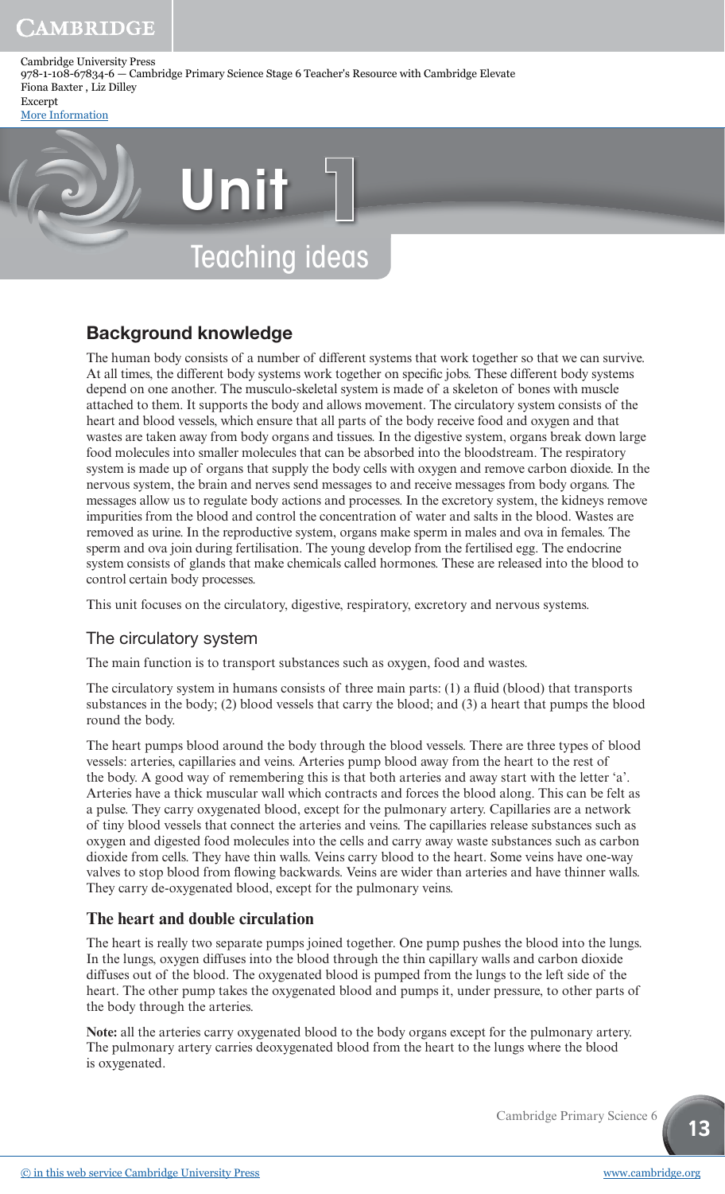# Unit 1

## Teaching ideas

## Background knowledge

The human body consists of a number of different systems that work together so that we can survive. At all times, the different body systems work together on specific jobs. These different body systems depend on one another. The musculo-skeletal system is made of a skeleton of bones with muscle attached to them. It supports the body and allows movement. The circulatory system consists of the heart and blood vessels, which ensure that all parts of the body receive food and oxygen and that wastes are taken away from body organs and tissues. In the digestive system, organs break down large food molecules into smaller molecules that can be absorbed into the bloodstream. The respiratory system is made up of organs that supply the body cells with oxygen and remove carbon dioxide. In the nervous system, the brain and nerves send messages to and receive messages from body organs. The messages allow us to regulate body actions and processes. In the excretory system, the kidneys remove impurities from the blood and control the concentration of water and salts in the blood. Wastes are removed as urine. In the reproductive system, organs make sperm in males and ova in females. The sperm and ova join during fertilisation. The young develop from the fertilised egg. The endocrine system consists of glands that make chemicals called hormones. These are released into the blood to control certain body processes.

This unit focuses on the circulatory, digestive, respiratory, excretory and nervous systems.

### The circulatory system

The main function is to transport substances such as oxygen, food and wastes.

The circulatory system in humans consists of three main parts: (1) a fluid (blood) that transports substances in the body; (2) blood vessels that carry the blood; and (3) a heart that pumps the blood round the body.

The heart pumps blood around the body through the blood vessels. There are three types of blood vessels: arteries, capillaries and veins. Arteries pump blood away from the heart to the rest of the body. A good way of remembering this is that both arteries and away start with the letter 'a'. Arteries have a thick muscular wall which contracts and forces the blood along. This can be felt as a pulse. They carry oxygenated blood, except for the pulmonary artery. Capillaries are a network of tiny blood vessels that connect the arteries and veins. The capillaries release substances such as oxygen and digested food molecules into the cells and carry away waste substances such as carbon dioxide from cells. They have thin walls. Veins carry blood to the heart. Some veins have one-way valves to stop blood from flowing backwards. Veins are wider than arteries and have thinner walls. They carry de-oxygenated blood, except for the pulmonary veins.

#### The heart and double circulation

The heart is really two separate pumps joined together. One pump pushes the blood into the lungs. In the lungs, oxygen diffuses into the blood through the thin capillary walls and carbon dioxide diffuses out of the blood. The oxygenated blood is pumped from the lungs to the left side of the heart. The other pump takes the oxygenated blood and pumps it, under pressure, to other parts of the body through the arteries.

**Note:** all the arteries carry oxygenated blood to the body organs except for the pulmonary artery. The pulmonary artery carries deoxygenated blood from the heart to the lungs where the blood is oxygenated.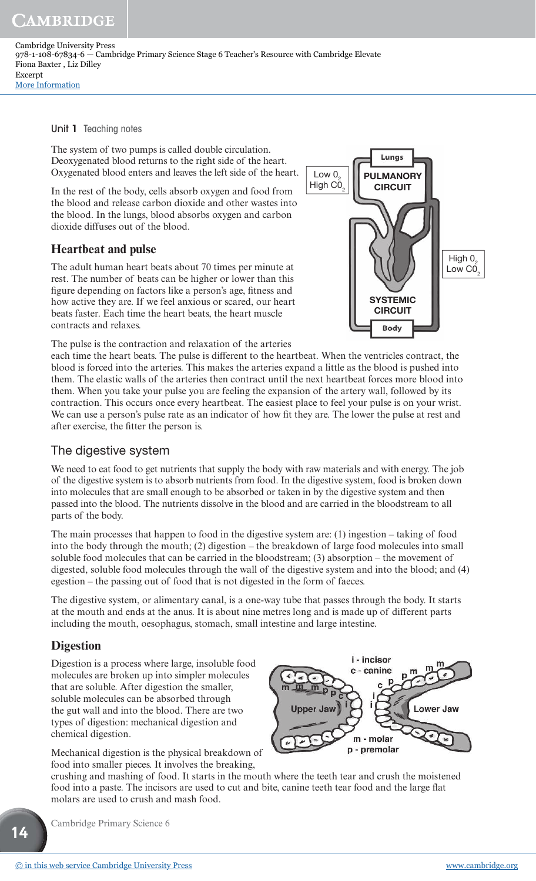Cambridge University Press
978-1-108-67834-6 — Cambridge Primary Science Stage 6 Teacher's Resource with Cambridge Elevate
Fiona Baxter , Liz Dilley
Excerpt
More Information

The system of two pumps is called double circulation. Deoxygenated blood returns to the right side of the heart. Oxygenated blood enters and leaves the left side of the heart.

In the rest of the body, cells absorb oxygen and food from the blood and release carbon dioxide and other wastes into the blood. In the lungs, blood absorbs oxygen and carbon dioxide diffuses out of the blood.

### Heartbeat and pulse

The adult human heart beats about 70 times per minute at rest. The number of beats can be higher or lower than this figure depending on factors like a person's age, fitness and how active they are. If we feel anxious or scared, our heart beats faster. Each time the heart beats, the heart muscle contracts and relaxes.

The pulse is the contraction and relaxation of the arteries each time the heart beats. The pulse is different to the heartbeat. When the ventricles contract, the blood is forced into the arteries. This makes the arteries expand a little as the blood is pushed into them. The elastic walls of the arteries then contract until the next heartbeat forces more blood into them. When you take your pulse you are feeling the expansion of the artery wall, followed by its contraction. This occurs once every heartbeat. The easiest place to feel your pulse is on your wrist. We can use a person's pulse rate as an indicator of how fit they are. The lower the pulse at rest and after exercise, the fitter the person is.

## The digestive system

We need to eat food to get nutrients that supply the body with raw materials and with energy. The job of the digestive system is to absorb nutrients from food. In the digestive system, food is broken down into molecules that are small enough to be absorbed or taken in by the digestive system and then passed into the blood. The nutrients dissolve in the blood and are carried in the bloodstream to all parts of the body.

The main processes that happen to food in the digestive system are: (1) ingestion – taking of food into the body through the mouth; (2) digestion – the breakdown of large food molecules into small soluble food molecules that can be carried in the bloodstream; (3) absorption – the movement of digested, soluble food molecules through the wall of the digestive system and into the blood; and (4) egestion – the passing out of food that is not digested in the form of faeces.

The digestive system, or alimentary canal, is a one-way tube that passes through the body. It starts at the mouth and ends at the anus. It is about nine metres long and is made up of different parts including the mouth, oesophagus, stomach, small intestine and large intestine.

### Digestion

Digestion is a process where large, insoluble food molecules are broken up into simpler molecules that are soluble. After digestion the smaller, soluble molecules can be absorbed through the gut wall and into the blood. There are two types of digestion: mechanical digestion and chemical digestion.

Mechanical digestion is the physical breakdown of food into smaller pieces. It involves the breaking, crushing and mashing of food. It starts in the mouth where the teeth tear and crush the moistened food into a paste. The incisors are used to cut and bite, canine teeth tear food and the large flat molars are used to crush and mash food.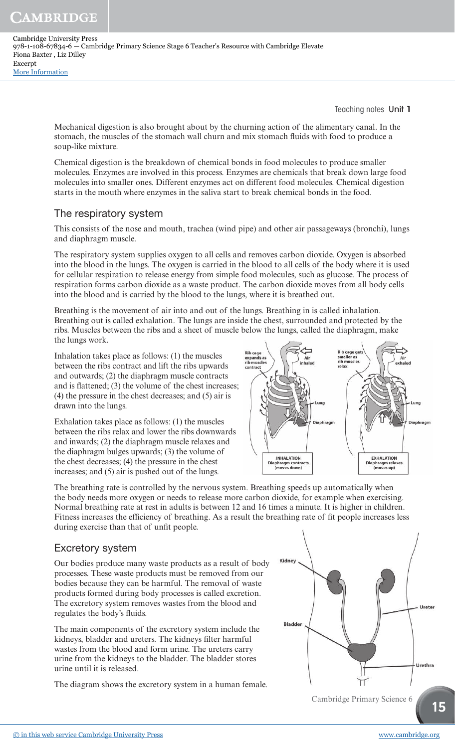Mechanical digestion is also brought about by the churning action of the alimentary canal. In the stomach, the muscles of the stomach wall churn and mix stomach fluids with food to produce a soup-like mixture.

Chemical digestion is the breakdown of chemical bonds in food molecules to produce smaller molecules. Enzymes are involved in this process. Enzymes are chemicals that break down large food molecules into smaller ones. Different enzymes act on different food molecules. Chemical digestion starts in the mouth where enzymes in the saliva start to break chemical bonds in the food.

## The respiratory system

This consists of the nose and mouth, trachea (wind pipe) and other air passageways (bronchi), lungs and diaphragm muscle.

The respiratory system supplies oxygen to all cells and removes carbon dioxide. Oxygen is absorbed into the blood in the lungs. The oxygen is carried in the blood to all cells of the body where it is used for cellular respiration to release energy from simple food molecules, such as glucose. The process of respiration forms carbon dioxide as a waste product. The carbon dioxide moves from all body cells into the blood and is carried by the blood to the lungs, where it is breathed out.

Breathing is the movement of air into and out of the lungs. Breathing in is called inhalation. Breathing out is called exhalation. The lungs are inside the chest, surrounded and protected by the ribs. Muscles between the ribs and a sheet of muscle below the lungs, called the diaphragm, make the lungs work.

Inhalation takes place as follows: (1) the muscles between the ribs contract and lift the ribs upwards and outwards; (2) the diaphragm muscle contracts and is flattened; (3) the volume of the chest increases; (4) the pressure in the chest decreases; and (5) air is drawn into the lungs.

Exhalation takes place as follows: (1) the muscles between the ribs relax and lower the ribs downwards and inwards; (2) the diaphragm muscle relaxes and the diaphragm bulges upwards; (3) the volume of the chest decreases; (4) the pressure in the chest increases; and (5) air is pushed out of the lungs.

Rib cage expands as rib muscles contract — Air inhaled — Lung — Diaphragm — INHALATION Diaphragm contracts (moves down)

Rib cage gets smaller as rib muscles relax — Air exhaled — Lung — Diaphragm — EXHALATION Diaphragm relaxes (moves up)

The breathing rate is controlled by the nervous system. Breathing speeds up automatically when the body needs more oxygen or needs to release more carbon dioxide, for example when exercising. Normal breathing rate at rest in adults is between 12 and 16 times a minute. It is higher in children. Fitness increases the efficiency of breathing. As a result the breathing rate of fit people increases less during exercise than that of unfit people.

## Excretory system

Our bodies produce many waste products as a result of body processes. These waste products must be removed from our bodies because they can be harmful. The removal of waste products formed during body processes is called excretion. The excretory system removes wastes from the blood and regulates the body's fluids.

The main components of the excretory system include the kidneys, bladder and ureters. The kidneys filter harmful wastes from the blood and form urine. The ureters carry urine from the kidneys to the bladder. The bladder stores urine until it is released.

The diagram shows the excretory system in a human female.

Kidney — Ureter — Bladder — Urethra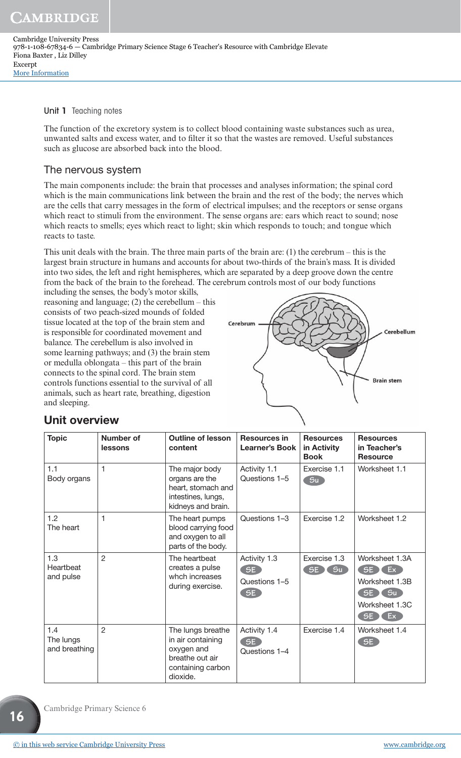Unit 1 Teaching notes

The function of the excretory system is to collect blood containing waste substances such as urea, unwanted salts and excess water, and to filter it so that the wastes are removed. Useful substances such as glucose are absorbed back into the blood.

## The nervous system

The main components include: the brain that processes and analyses information; the spinal cord which is the main communications link between the brain and the rest of the body; the nerves which are the cells that carry messages in the form of electrical impulses; and the receptors or sense organs which react to stimuli from the environment. The sense organs are: ears which react to sound; nose which reacts to smells; eyes which react to light; skin which responds to touch; and tongue which reacts to taste.

This unit deals with the brain. The three main parts of the brain are: (1) the cerebrum – this is the largest brain structure in humans and accounts for about two-thirds of the brain's mass. It is divided into two sides, the left and right hemispheres, which are separated by a deep groove down the centre from the back of the brain to the forehead. The cerebrum controls most of our body functions including the senses, the body's motor skills, reasoning and language; (2) the cerebellum – this consists of two peach-sized mounds of folded tissue located at the top of the brain stem and is responsible for coordinated movement and balance. The cerebellum is also involved in some learning pathways; and (3) the brain stem or medulla oblongata – this part of the brain connects to the spinal cord. The brain stem controls functions essential to the survival of all animals, such as heart rate, breathing, digestion and sleeping.

Cerebrum

Cerebellum

Brain stem

## Unit overview

| Topic | Number of lessons | Outline of lesson content | Resources in Learner's Book | Resources in Activity Book | Resources in Teacher's Resource |
|---|---|---|---|---|---|
| 1.1 Body organs | 1 | The major body organs are the heart, stomach and intestines, lungs, kidneys and brain. | Activity 1.1 Questions 1–5 | Exercise 1.1 Su | Worksheet 1.1 |
| 1.2 The heart | 1 | The heart pumps blood carrying food and oxygen to all parts of the body. | Questions 1–3 | Exercise 1.2 | Worksheet 1.2 |
| 1.3 Heartbeat and pulse | 2 | The heartbeat creates a pulse whch increases during exercise. | Activity 1.3 SE Questions 1–5 SE | Exercise 1.3 SE Su | Worksheet 1.3A SE Ex Worksheet 1.3B SE Su Worksheet 1.3C SE Ex |
| 1.4 The lungs and breathing | 2 | The lungs breathe in air containing oxygen and breathe out air containing carbon dioxide. | Activity 1.4 SE Questions 1–4 | Exercise 1.4 | Worksheet 1.4 SE |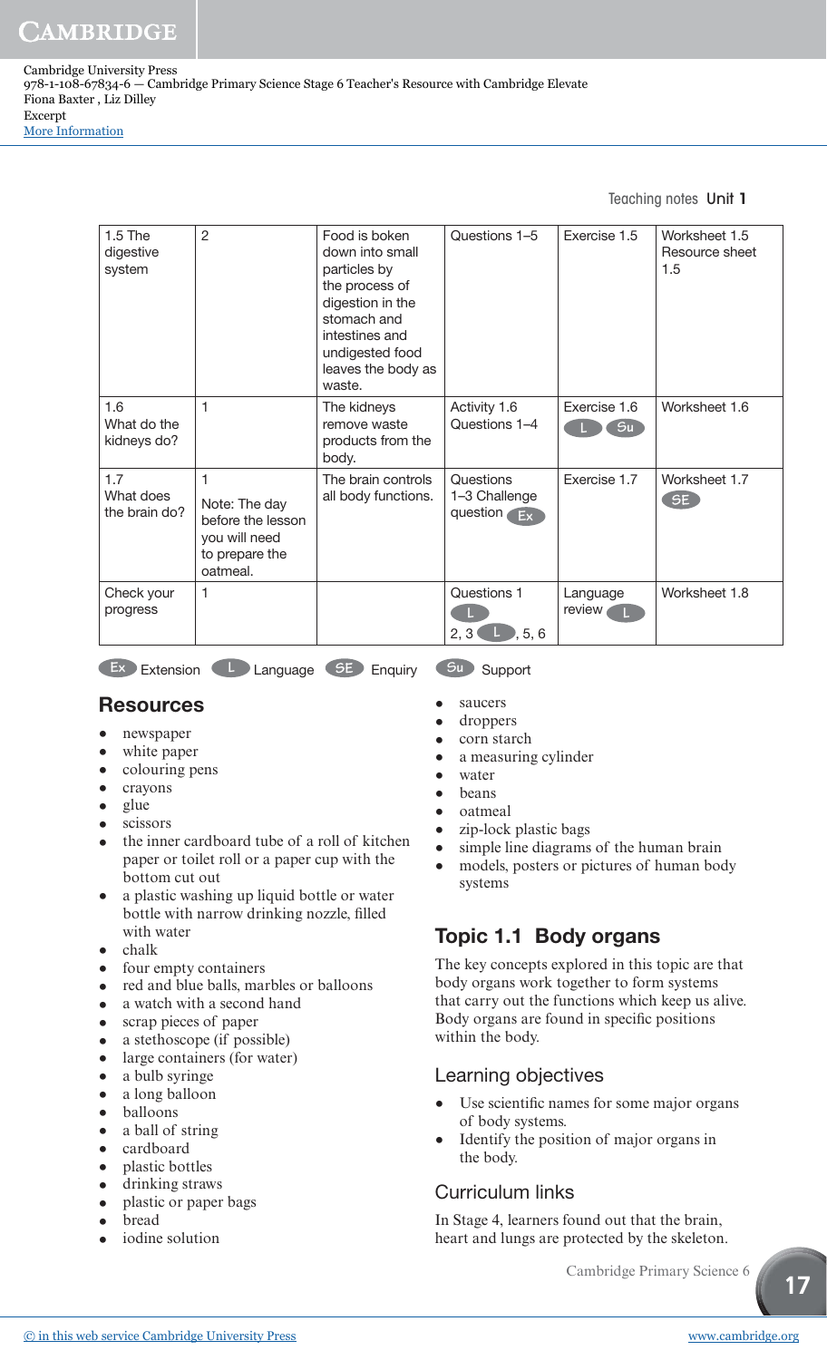| 1.5 The digestive system | 2 | Food is boken down into small particles by the process of digestion in the stomach and intestines and undigested food leaves the body as waste. | Questions 1–5 | Exercise 1.5 | Worksheet 1.5 Resource sheet 1.5 |
|---|---|---|---|---|---|
| 1.6 What do the kidneys do? | 1 | The kidneys remove waste products from the body. | Activity 1.6 Questions 1–4 | Exercise 1.6 L Su | Worksheet 1.6 |
| 1.7 What does the brain do? | 1<br>Note: The day before the lesson you will need to prepare the oatmeal. | The brain controls all body functions. | Questions 1–3 Challenge question Ex | Exercise 1.7 | Worksheet 1.7 SE |
| Check your progress | 1 | | Questions 1 L<br>2, 3 L, 5, 6 | Language review L | Worksheet 1.8 |

Ex Extension L Language SE Enquiry Su Support

## Resources

- newspaper
- white paper
- colouring pens
- crayons
- glue
- scissors
- the inner cardboard tube of a roll of kitchen paper or toilet roll or a paper cup with the bottom cut out
- a plastic washing up liquid bottle or water bottle with narrow drinking nozzle, filled with water
- chalk
- four empty containers
- red and blue balls, marbles or balloons
- a watch with a second hand
- scrap pieces of paper
- a stethoscope (if possible)
- large containers (for water)
- a bulb syringe
- a long balloon
- balloons
- a ball of string
- cardboard
- plastic bottles
- drinking straws
- plastic or paper bags
- bread
- iodine solution
- saucers
- droppers
- corn starch
- a measuring cylinder
- water
- beans
- oatmeal
- zip-lock plastic bags
- simple line diagrams of the human brain
- models, posters or pictures of human body systems

## Topic 1.1 Body organs

The key concepts explored in this topic are that body organs work together to form systems that carry out the functions which keep us alive. Body organs are found in specific positions within the body.

### Learning objectives

- Use scientific names for some major organs of body systems.
- Identify the position of major organs in the body.

### Curriculum links

In Stage 4, learners found out that the brain, heart and lungs are protected by the skeleton.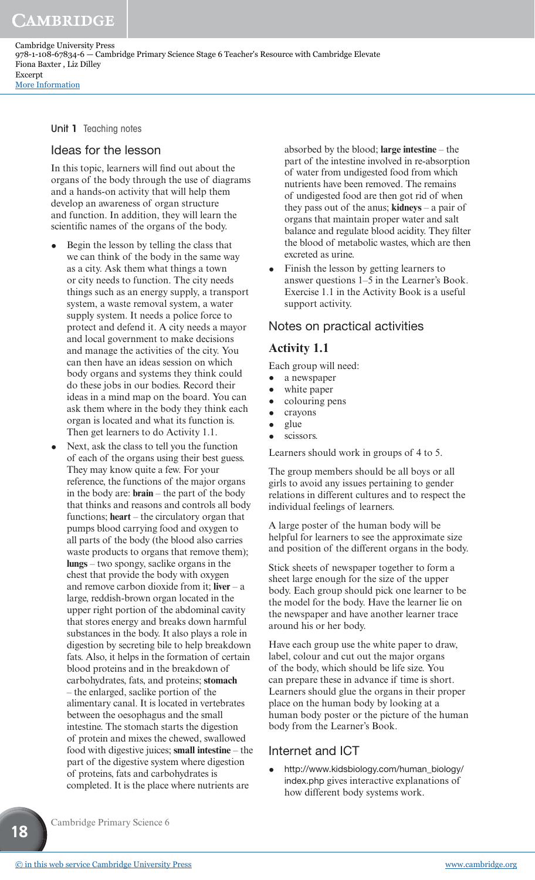Unit 1 Teaching notes

## Ideas for the lesson

In this topic, learners will find out about the organs of the body through the use of diagrams and a hands-on activity that will help them develop an awareness of organ structure and function. In addition, they will learn the scientific names of the organs of the body.

- Begin the lesson by telling the class that we can think of the body in the same way as a city. Ask them what things a town or city needs to function. The city needs things such as an energy supply, a transport system, a waste removal system, a water supply system. It needs a police force to protect and defend it. A city needs a mayor and local government to make decisions and manage the activities of the city. You can then have an ideas session on which body organs and systems they think could do these jobs in our bodies. Record their ideas in a mind map on the board. You can ask them where in the body they think each organ is located and what its function is. Then get learners to do Activity 1.1.
- Next, ask the class to tell you the function of each of the organs using their best guess. They may know quite a few. For your reference, the functions of the major organs in the body are: **brain** – the part of the body that thinks and reasons and controls all body functions; **heart** – the circulatory organ that pumps blood carrying food and oxygen to all parts of the body (the blood also carries waste products to organs that remove them); **lungs** – two spongy, saclike organs in the chest that provide the body with oxygen and remove carbon dioxide from it; **liver** – a large, reddish-brown organ located in the upper right portion of the abdominal cavity that stores energy and breaks down harmful substances in the body. It also plays a role in digestion by secreting bile to help breakdown fats. Also, it helps in the formation of certain blood proteins and in the breakdown of carbohydrates, fats, and proteins; **stomach** – the enlarged, saclike portion of the alimentary canal. It is located in vertebrates between the oesophagus and the small intestine. The stomach starts the digestion of protein and mixes the chewed, swallowed food with digestive juices; **small intestine** – the part of the digestive system where digestion of proteins, fats and carbohydrates is completed. It is the place where nutrients are absorbed by the blood; **large intestine** – the part of the intestine involved in re-absorption of water from undigested food from which nutrients have been removed. The remains of undigested food are then got rid of when they pass out of the anus; **kidneys** – a pair of organs that maintain proper water and salt balance and regulate blood acidity. They filter the blood of metabolic wastes, which are then excreted as urine.
- Finish the lesson by getting learners to answer questions 1–5 in the Learner's Book. Exercise 1.1 in the Activity Book is a useful support activity.

## Notes on practical activities

### Activity 1.1

Each group will need:

- a newspaper
- white paper
- colouring pens
- crayons
- glue
- scissors.

Learners should work in groups of 4 to 5.

The group members should be all boys or all girls to avoid any issues pertaining to gender relations in different cultures and to respect the individual feelings of learners.

A large poster of the human body will be helpful for learners to see the approximate size and position of the different organs in the body.

Stick sheets of newspaper together to form a sheet large enough for the size of the upper body. Each group should pick one learner to be the model for the body. Have the learner lie on the newspaper and have another learner trace around his or her body.

Have each group use the white paper to draw, label, colour and cut out the major organs of the body, which should be life size. You can prepare these in advance if time is short. Learners should glue the organs in their proper place on the human body by looking at a human body poster or the picture of the human body from the Learner's Book.

## Internet and ICT

- http://www.kidsbiology.com/human_biology/index.php gives interactive explanations of how different body systems work.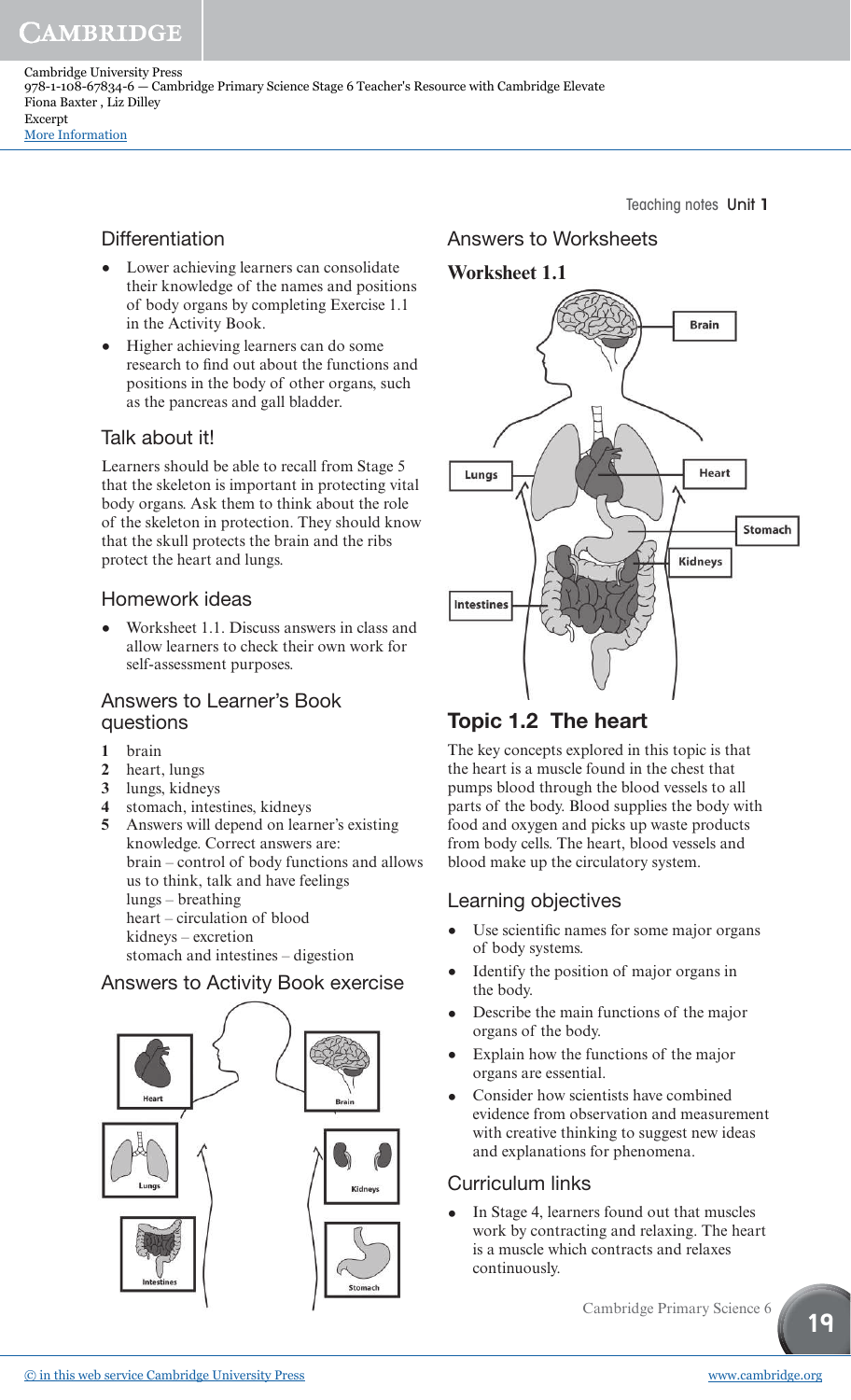## Differentiation

- Lower achieving learners can consolidate their knowledge of the names and positions of body organs by completing Exercise 1.1 in the Activity Book.
- Higher achieving learners can do some research to find out about the functions and positions in the body of other organs, such as the pancreas and gall bladder.

## Talk about it!

Learners should be able to recall from Stage 5 that the skeleton is important in protecting vital body organs. Ask them to think about the role of the skeleton in protection. They should know that the skull protects the brain and the ribs protect the heart and lungs.

## Homework ideas

- Worksheet 1.1. Discuss answers in class and allow learners to check their own work for self-assessment purposes.

## Answers to Learner's Book questions

1. brain
2. heart, lungs
3. lungs, kidneys
4. stomach, intestines, kidneys
5. Answers will depend on learner's existing knowledge. Correct answers are:
   brain – control of body functions and allows us to think, talk and have feelings
   lungs – breathing
   heart – circulation of blood
   kidneys – excretion
   stomach and intestines – digestion

## Answers to Activity Book exercise

Heart, Brain, Lungs, Kidneys, Intestines, Stomach

## Answers to Worksheets

**Worksheet 1.1**

Brain, Lungs, Heart, Stomach, Kidneys, Intestines

## Topic 1.2 The heart

The key concepts explored in this topic is that the heart is a muscle found in the chest that pumps blood through the blood vessels to all parts of the body. Blood supplies the body with food and oxygen and picks up waste products from body cells. The heart, blood vessels and blood make up the circulatory system.

## Learning objectives

- Use scientific names for some major organs of body systems.
- Identify the position of major organs in the body.
- Describe the main functions of the major organs of the body.
- Explain how the functions of the major organs are essential.
- Consider how scientists have combined evidence from observation and measurement with creative thinking to suggest new ideas and explanations for phenomena.

## Curriculum links

- In Stage 4, learners found out that muscles work by contracting and relaxing. The heart is a muscle which contracts and relaxes continuously.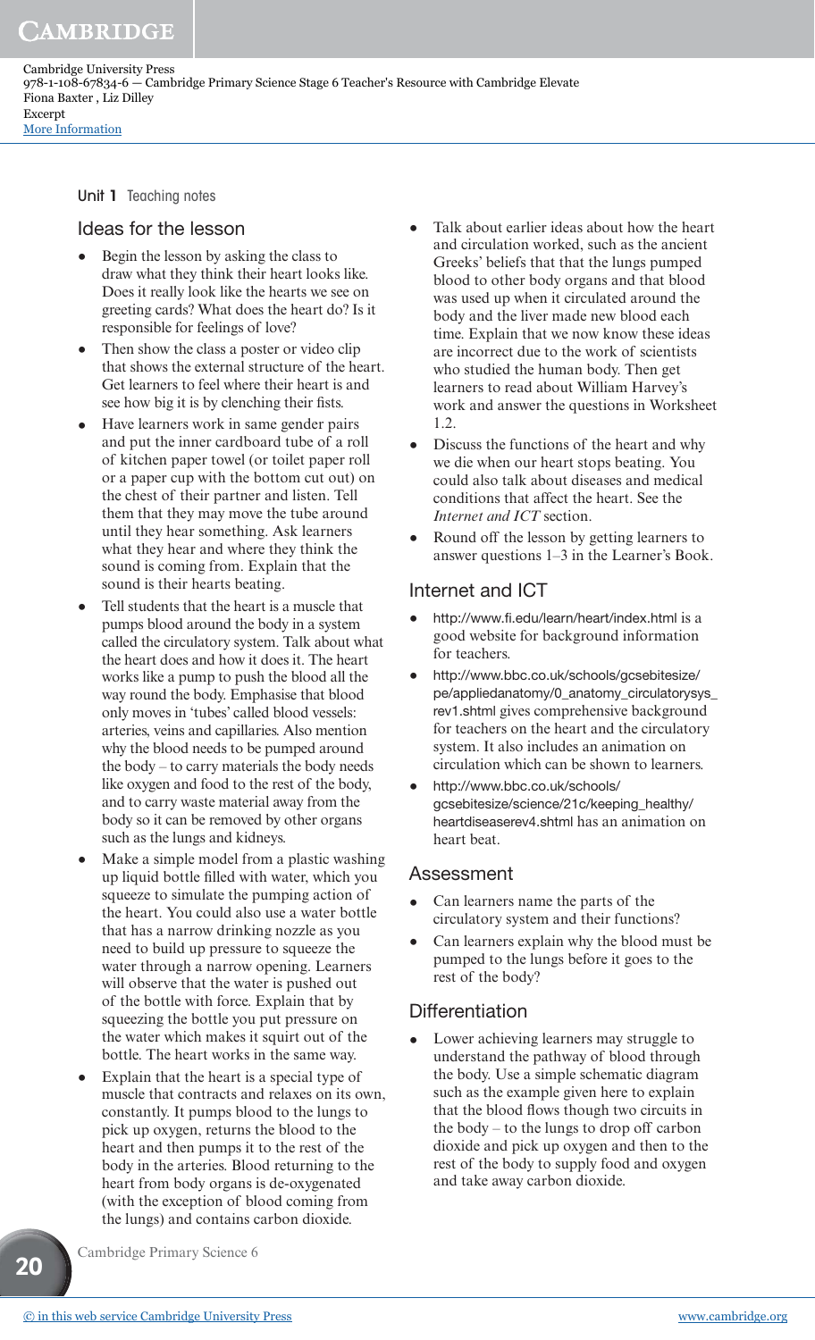Unit 1 Teaching notes

## Ideas for the lesson

- Begin the lesson by asking the class to draw what they think their heart looks like. Does it really look like the hearts we see on greeting cards? What does the heart do? Is it responsible for feelings of love?
- Then show the class a poster or video clip that shows the external structure of the heart. Get learners to feel where their heart is and see how big it is by clenching their fists.
- Have learners work in same gender pairs and put the inner cardboard tube of a roll of kitchen paper towel (or toilet paper roll or a paper cup with the bottom cut out) on the chest of their partner and listen. Tell them that they may move the tube around until they hear something. Ask learners what they hear and where they think the sound is coming from. Explain that the sound is their hearts beating.
- Tell students that the heart is a muscle that pumps blood around the body in a system called the circulatory system. Talk about what the heart does and how it does it. The heart works like a pump to push the blood all the way round the body. Emphasise that blood only moves in 'tubes' called blood vessels: arteries, veins and capillaries. Also mention why the blood needs to be pumped around the body – to carry materials the body needs like oxygen and food to the rest of the body, and to carry waste material away from the body so it can be removed by other organs such as the lungs and kidneys.
- Make a simple model from a plastic washing up liquid bottle filled with water, which you squeeze to simulate the pumping action of the heart. You could also use a water bottle that has a narrow drinking nozzle as you need to build up pressure to squeeze the water through a narrow opening. Learners will observe that the water is pushed out of the bottle with force. Explain that by squeezing the bottle you put pressure on the water which makes it squirt out of the bottle. The heart works in the same way.
- Explain that the heart is a special type of muscle that contracts and relaxes on its own, constantly. It pumps blood to the lungs to pick up oxygen, returns the blood to the heart and then pumps it to the rest of the body in the arteries. Blood returning to the heart from body organs is de-oxygenated (with the exception of blood coming from the lungs) and contains carbon dioxide.
- Talk about earlier ideas about how the heart and circulation worked, such as the ancient Greeks' beliefs that that the lungs pumped blood to other body organs and that blood was used up when it circulated around the body and the liver made new blood each time. Explain that we now know these ideas are incorrect due to the work of scientists who studied the human body. Then get learners to read about William Harvey's work and answer the questions in Worksheet 1.2.
- Discuss the functions of the heart and why we die when our heart stops beating. You could also talk about diseases and medical conditions that affect the heart. See the *Internet and ICT* section.
- Round off the lesson by getting learners to answer questions 1–3 in the Learner's Book.

## Internet and ICT

- http://www.fi.edu/learn/heart/index.html is a good website for background information for teachers.
- http://www.bbc.co.uk/schools/gcsebitesize/pe/appliedanatomy/0_anatomy_circulatorysys_rev1.shtml gives comprehensive background for teachers on the heart and the circulatory system. It also includes an animation on circulation which can be shown to learners.
- http://www.bbc.co.uk/schools/gcsebitesize/science/21c/keeping_healthy/heartdiseaserev4.shtml has an animation on heart beat.

## Assessment

- Can learners name the parts of the circulatory system and their functions?
- Can learners explain why the blood must be pumped to the lungs before it goes to the rest of the body?

## Differentiation

- Lower achieving learners may struggle to understand the pathway of blood through the body. Use a simple schematic diagram such as the example given here to explain that the blood flows though two circuits in the body – to the lungs to drop off carbon dioxide and pick up oxygen and then to the rest of the body to supply food and oxygen and take away carbon dioxide.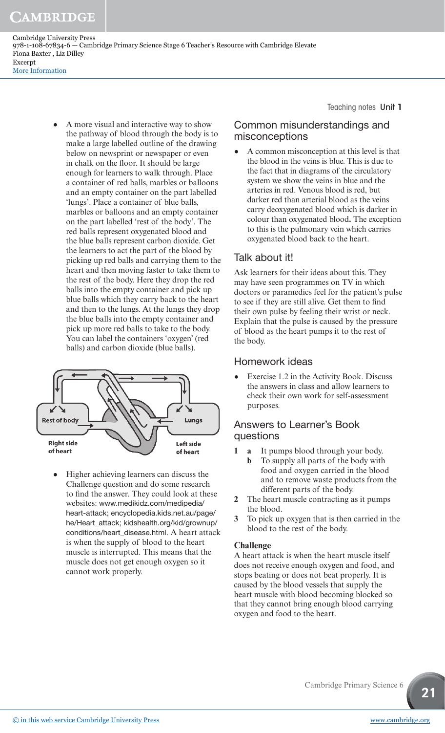- A more visual and interactive way to show the pathway of blood through the body is to make a large labelled outline of the drawing below on newsprint or newspaper or even in chalk on the floor. It should be large enough for learners to walk through. Place a container of red balls, marbles or balloons and an empty container on the part labelled 'lungs'. Place a container of blue balls, marbles or balloons and an empty container on the part labelled 'rest of the body'. The red balls represent oxygenated blood and the blue balls represent carbon dioxide. Get the learners to act the part of the blood by picking up red balls and carrying them to the heart and then moving faster to take them to the rest of the body. Here they drop the red balls into the empty container and pick up blue balls which they carry back to the heart and then to the lungs. At the lungs they drop the blue balls into the empty container and pick up more red balls to take to the body. You can label the containers 'oxygen' (red balls) and carbon dioxide (blue balls).

Rest of body | Lungs | Right side of heart | Left side of heart

- Higher achieving learners can discuss the Challenge question and do some research to find the answer. They could look at these websites: www.medikidz.com/medipedia/heart-attack; encyclopedia.kids.net.au/page/he/Heart_attack; kidshealth.org/kid/grownup/conditions/heart_disease.html. A heart attack is when the supply of blood to the heart muscle is interrupted. This means that the muscle does not get enough oxygen so it cannot work properly.

## Common misunderstandings and misconceptions

- A common misconception at this level is that the blood in the veins is blue. This is due to the fact that in diagrams of the circulatory system we show the veins in blue and the arteries in red. Venous blood is red, but darker red than arterial blood as the veins carry deoxygenated blood which is darker in colour than oxygenated blood**.** The exception to this is the pulmonary vein which carries oxygenated blood back to the heart.

## Talk about it!

Ask learners for their ideas about this. They may have seen programmes on TV in which doctors or paramedics feel for the patient's pulse to see if they are still alive. Get them to find their own pulse by feeling their wrist or neck. Explain that the pulse is caused by the pressure of blood as the heart pumps it to the rest of the body.

## Homework ideas

- Exercise 1.2 in the Activity Book. Discuss the answers in class and allow learners to check their own work for self-assessment purposes.

## Answers to Learner's Book questions

**1** **a** It pumps blood through your body.
   **b** To supply all parts of the body with food and oxygen carried in the blood and to remove waste products from the different parts of the body.

**2** The heart muscle contracting as it pumps the blood.

**3** To pick up oxygen that is then carried in the blood to the rest of the body.

**Challenge**

A heart attack is when the heart muscle itself does not receive enough oxygen and food, and stops beating or does not beat properly. It is caused by the blood vessels that supply the heart muscle with blood becoming blocked so that they cannot bring enough blood carrying oxygen and food to the heart.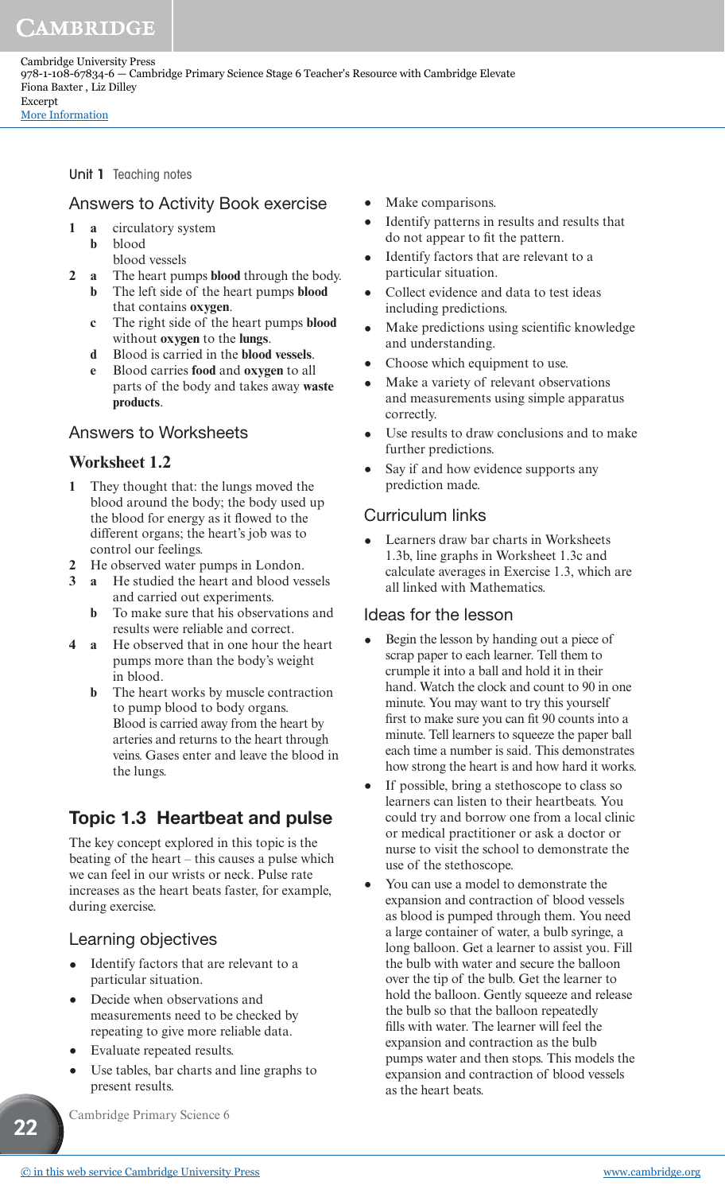Unit 1 Teaching notes

## Answers to Activity Book exercise

1. **a** circulatory system
   **b** blood
   blood vessels
2. **a** The heart pumps **blood** through the body.
   **b** The left side of the heart pumps **blood** that contains **oxygen**.
   **c** The right side of the heart pumps **blood** without **oxygen** to the **lungs**.
   **d** Blood is carried in the **blood vessels**.
   **e** Blood carries **food** and **oxygen** to all parts of the body and takes away **waste products**.

## Answers to Worksheets

### Worksheet 1.2

1. They thought that: the lungs moved the blood around the body; the body used up the blood for energy as it flowed to the different organs; the heart's job was to control our feelings.
2. He observed water pumps in London.
3. **a** He studied the heart and blood vessels and carried out experiments.
   **b** To make sure that his observations and results were reliable and correct.
4. **a** He observed that in one hour the heart pumps more than the body's weight in blood.
   **b** The heart works by muscle contraction to pump blood to body organs. Blood is carried away from the heart by arteries and returns to the heart through veins. Gases enter and leave the blood in the lungs.

## Topic 1.3 Heartbeat and pulse

The key concept explored in this topic is the beating of the heart – this causes a pulse which we can feel in our wrists or neck. Pulse rate increases as the heart beats faster, for example, during exercise.

### Learning objectives

- Identify factors that are relevant to a particular situation.
- Decide when observations and measurements need to be checked by repeating to give more reliable data.
- Evaluate repeated results.
- Use tables, bar charts and line graphs to present results.
- Make comparisons.
- Identify patterns in results and results that do not appear to fit the pattern.
- Identify factors that are relevant to a particular situation.
- Collect evidence and data to test ideas including predictions.
- Make predictions using scientific knowledge and understanding.
- Choose which equipment to use.
- Make a variety of relevant observations and measurements using simple apparatus correctly.
- Use results to draw conclusions and to make further predictions.
- Say if and how evidence supports any prediction made.

### Curriculum links

- Learners draw bar charts in Worksheets 1.3b, line graphs in Worksheet 1.3c and calculate averages in Exercise 1.3, which are all linked with Mathematics.

### Ideas for the lesson

- Begin the lesson by handing out a piece of scrap paper to each learner. Tell them to crumple it into a ball and hold it in their hand. Watch the clock and count to 90 in one minute. You may want to try this yourself first to make sure you can fit 90 counts into a minute. Tell learners to squeeze the paper ball each time a number is said. This demonstrates how strong the heart is and how hard it works.
- If possible, bring a stethoscope to class so learners can listen to their heartbeats. You could try and borrow one from a local clinic or medical practitioner or ask a doctor or nurse to visit the school to demonstrate the use of the stethoscope.
- You can use a model to demonstrate the expansion and contraction of blood vessels as blood is pumped through them. You need a large container of water, a bulb syringe, a long balloon. Get a learner to assist you. Fill the bulb with water and secure the balloon over the tip of the bulb. Get the learner to hold the balloon. Gently squeeze and release the bulb so that the balloon repeatedly fills with water. The learner will feel the expansion and contraction as the bulb pumps water and then stops. This models the expansion and contraction of blood vessels as the heart beats.